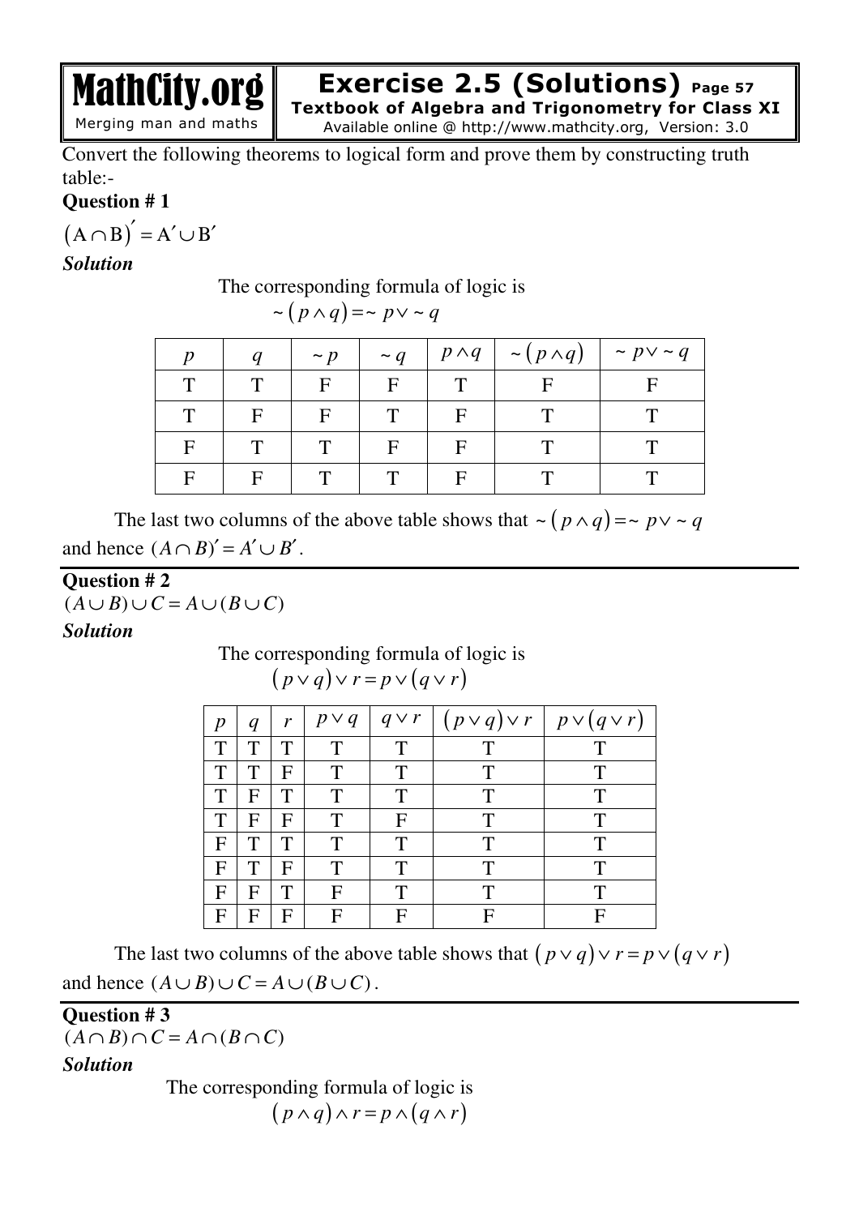Convert the following theorems to logical form and prove them by constructing truth table:-

**Question # 1**

$(A \cap B)' = A' \cup B'$

***Solution***

The corresponding formula of logic is

$$\sim (p \wedge q) = \sim p \vee \sim q$$

| $p$ | $q$ | $\sim p$ | $\sim q$ | $p \wedge q$ | $\sim (p \wedge q)$ | $\sim p \vee \sim q$ |
|---|---|---|---|---|---|---|
| T | T | F | F | T | F | F |
| T | F | F | T | F | T | T |
| F | T | T | F | F | T | T |
| F | F | T | T | F | T | T |

The last two columns of the above table shows that $\sim (p \wedge q) = \sim p \vee \sim q$ and hence $(A \cap B)' = A' \cup B'$.

**Question # 2**

$(A \cup B) \cup C = A \cup (B \cup C)$

***Solution***

The corresponding formula of logic is

$$(p \vee q) \vee r = p \vee (q \vee r)$$

| $p$ | $q$ | $r$ | $p \vee q$ | $q \vee r$ | $(p \vee q) \vee r$ | $p \vee (q \vee r)$ |
|---|---|---|---|---|---|---|
| T | T | T | T | T | T | T |
| T | T | F | T | T | T | T |
| T | F | T | T | T | T | T |
| T | F | F | T | F | T | T |
| F | T | T | T | T | T | T |
| F | T | F | T | T | T | T |
| F | F | T | F | T | T | T |
| F | F | F | F | F | F | F |

The last two columns of the above table shows that $(p \vee q) \vee r = p \vee (q \vee r)$ and hence $(A \cup B) \cup C = A \cup (B \cup C)$.

**Question # 3**

$(A \cap B) \cap C = A \cap (B \cap C)$

***Solution***

The corresponding formula of logic is

$$(p \wedge q) \wedge r = p \wedge (q \wedge r)$$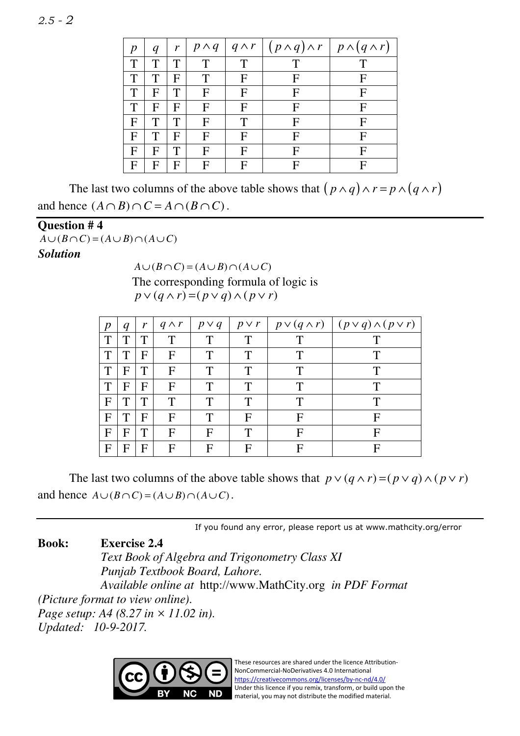| $p$ | $q$ | $r$ | $p \wedge q$ | $q \wedge r$ | $(p \wedge q) \wedge r$ | $p \wedge (q \wedge r)$ |
|---|---|---|---|---|---|---|
| T | T | T | T | T | T | T |
| T | T | F | T | F | F | F |
| T | F | T | F | F | F | F |
| T | F | F | F | F | F | F |
| F | T | T | F | T | F | F |
| F | T | F | F | F | F | F |
| F | F | T | F | F | F | F |
| F | F | F | F | F | F | F |

The last two columns of the above table shows that $(p \wedge q) \wedge r = p \wedge (q \wedge r)$ and hence $(A \cap B) \cap C = A \cap (B \cap C)$.

**Question # 4**

$A \cup (B \cap C) = (A \cup B) \cap (A \cup C)$

***Solution***

$A \cup (B \cap C) = (A \cup B) \cap (A \cup C)$

The corresponding formula of logic is

$p \vee (q \wedge r) = (p \vee q) \wedge (p \vee r)$

| $p$ | $q$ | $r$ | $q \wedge r$ | $p \vee q$ | $p \vee r$ | $p \vee (q \wedge r)$ | $(p \vee q) \wedge (p \vee r)$ |
|---|---|---|---|---|---|---|---|
| T | T | T | T | T | T | T | T |
| T | T | F | F | T | T | T | T |
| T | F | T | F | T | T | T | T |
| T | F | F | F | T | T | T | T |
| F | T | T | T | T | T | T | T |
| F | T | F | F | T | F | F | F |
| F | F | T | F | F | T | F | F |
| F | F | F | F | F | F | F | F |

The last two columns of the above table shows that $p \vee (q \wedge r) = (p \vee q) \wedge (p \vee r)$ and hence $A \cup (B \cap C) = (A \cup B) \cap (A \cup C)$.

---

If you found any error, please report us at www.mathcity.org/error

**Book:** **Exercise 2.4**
*Text Book of Algebra and Trigonometry Class XI*
*Punjab Textbook Board, Lahore.*
*Available online at* http://www.MathCity.org *in PDF Format*
*(Picture format to view online).*
*Page setup: A4 (8.27 in × 11.02 in).*
*Updated: 10-9-2017.*

These resources are shared under the licence Attribution-NonCommercial-NoDerivatives 4.0 International https://creativecommons.org/licenses/by-nc-nd/4.0/ Under this licence if you remix, transform, or build upon the material, you may not distribute the modified material.